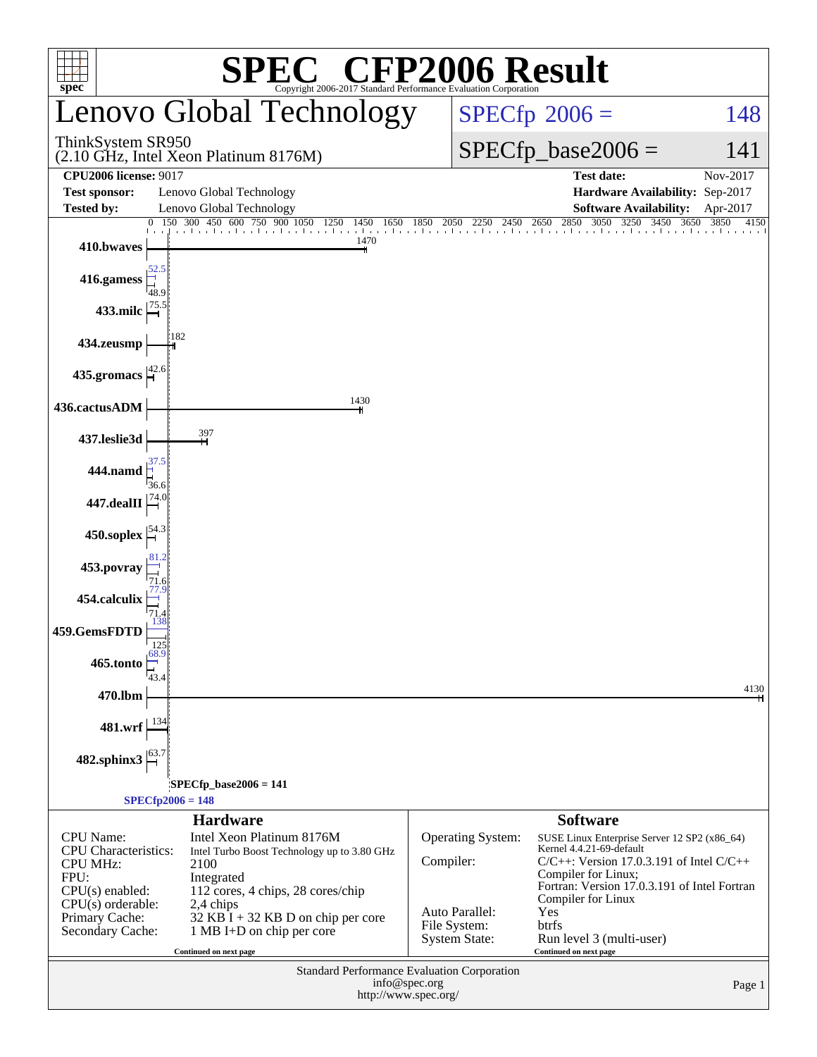# SPEC CFP2006 Result

Copyright 2006-2017 Standard Performance Evaluation Corporation

## Lenovo Global Technology

ThinkSystem SR950
(2.10 GHz, Intel Xeon Platinum 8176M)

SPECfp 2006 = 148

SPECfp_base2006 = 141

| | | | |
|---|---|---|---|
| **CPU2006 license:** 9017 | | **Test date:** | Nov-2017 |
| **Test sponsor:** | Lenovo Global Technology | **Hardware Availability:** | Sep-2017 |
| **Tested by:** | Lenovo Global Technology | **Software Availability:** | Apr-2017 |

| Benchmark | Peak | Base |
|---|---|---|
| 410.bwaves | 1470 | |
| 416.gamess | 52.5 | 48.9 |
| 433.milc | 75.5 | |
| 434.zeusmp | 182 | |
| 435.gromacs | 42.6 | |
| 436.cactusADM | 1430 | |
| 437.leslie3d | 397 | |
| 444.namd | 37.5 | 36.6 |
| 447.dealII | 74.0 | |
| 450.soplex | 54.3 | |
| 453.povray | 81.2 | 71.6 |
| 454.calculix | 77.9 | 71.4 |
| 459.GemsFDTD | 138 | 125 |
| 465.tonto | 68.9 | 43.4 |
| 470.lbm | 4130 | |
| 481.wrf | 134 | |
| 482.sphinx3 | 63.7 | |

SPECfp_base2006 = 141

SPECfp2006 = 148

## Hardware

| | |
|---|---|
| CPU Name: | Intel Xeon Platinum 8176M |
| CPU Characteristics: | Intel Turbo Boost Technology up to 3.80 GHz |
| CPU MHz: | 2100 |
| FPU: | Integrated |
| CPU(s) enabled: | 112 cores, 4 chips, 28 cores/chip |
| CPU(s) orderable: | 2,4 chips |
| Primary Cache: | 32 KB I + 32 KB D on chip per core |
| Secondary Cache: | 1 MB I+D on chip per core |

Continued on next page

## Software

| | |
|---|---|
| Operating System: | SUSE Linux Enterprise Server 12 SP2 (x86_64) Kernel 4.4.21-69-default |
| Compiler: | C/C++: Version 17.0.3.191 of Intel C/C++ Compiler for Linux; Fortran: Version 17.0.3.191 of Intel Fortran Compiler for Linux |
| Auto Parallel: | Yes |
| File System: | btrfs |
| System State: | Run level 3 (multi-user) |

Continued on next page

Standard Performance Evaluation Corporation
info@spec.org
http://www.spec.org/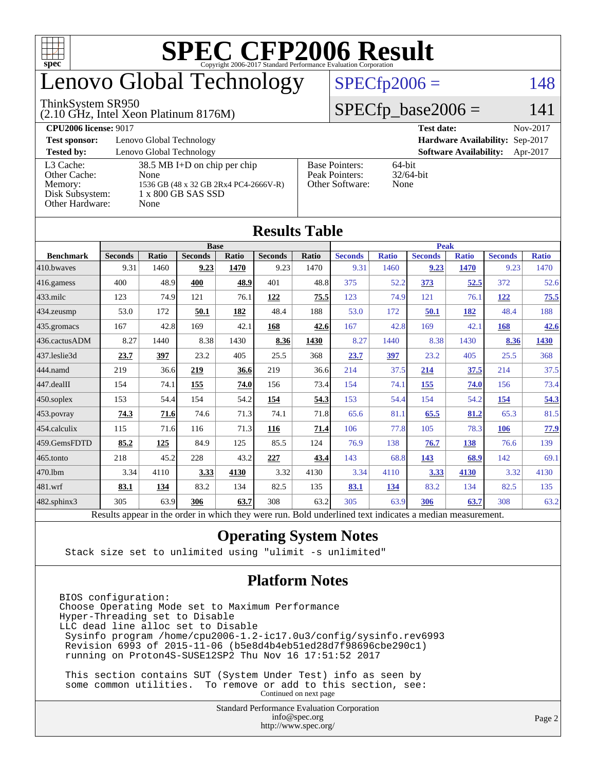# SPEC CFP2006 Result

Copyright 2006-2017 Standard Performance Evaluation Corporation

## Lenovo Global Technology

ThinkSystem SR950
(2.10 GHz, Intel Xeon Platinum 8176M)

SPECfp2006 = 148

SPECfp_base2006 = 141

| | | | |
|---|---|---|---|
| **CPU2006 license:** 9017 | | **Test date:** | Nov-2017 |
| **Test sponsor:** | Lenovo Global Technology | **Hardware Availability:** | Sep-2017 |
| **Tested by:** | Lenovo Global Technology | **Software Availability:** | Apr-2017 |

| | | | |
|---|---|---|---|
| L3 Cache: | 38.5 MB I+D on chip per chip | Base Pointers: | 64-bit |
| Other Cache: | None | Peak Pointers: | 32/64-bit |
| Memory: | 1536 GB (48 x 32 GB 2Rx4 PC4-2666V-R) | Other Software: | None |
| Disk Subsystem: | 1 x 800 GB SAS SSD | | |
| Other Hardware: | None | | |

## Results Table

| | Base | | | | | | Peak | | | | | |
|---|---|---|---|---|---|---|---|---|---|---|---|---|
| **Benchmark** | **Seconds** | **Ratio** | **Seconds** | **Ratio** | **Seconds** | **Ratio** | **Seconds** | **Ratio** | **Seconds** | **Ratio** | **Seconds** | **Ratio** |
| 410.bwaves | 9.31 | 1460 | **9.23** | **1470** | 9.23 | 1470 | 9.31 | 1460 | **9.23** | **1470** | 9.23 | 1470 |
| 416.gamess | 400 | 48.9 | **400** | **48.9** | 401 | 48.8 | 375 | 52.2 | **373** | **52.5** | 372 | 52.6 |
| 433.milc | 123 | 74.9 | 121 | 76.1 | **122** | **75.5** | 123 | 74.9 | 121 | 76.1 | **122** | **75.5** |
| 434.zeusmp | 53.0 | 172 | **50.1** | **182** | 48.4 | 188 | 53.0 | 172 | **50.1** | **182** | 48.4 | 188 |
| 435.gromacs | 167 | 42.8 | 169 | 42.1 | **168** | **42.6** | 167 | 42.8 | 169 | 42.1 | **168** | **42.6** |
| 436.cactusADM | 8.27 | 1440 | 8.38 | 1430 | **8.36** | **1430** | 8.27 | 1440 | 8.38 | 1430 | **8.36** | **1430** |
| 437.leslie3d | **23.7** | **397** | 23.2 | 405 | 25.5 | 368 | **23.7** | **397** | 23.2 | 405 | 25.5 | 368 |
| 444.namd | 219 | 36.6 | **219** | **36.6** | 219 | 36.6 | 214 | 37.5 | **214** | **37.5** | 214 | 37.5 |
| 447.dealII | 154 | 74.1 | **155** | **74.0** | 156 | 73.4 | 154 | 74.1 | **155** | **74.0** | 156 | 73.4 |
| 450.soplex | 153 | 54.4 | 154 | 54.2 | **154** | **54.3** | 153 | 54.4 | 154 | 54.2 | **154** | **54.3** |
| 453.povray | **74.3** | **71.6** | 74.6 | 71.3 | 74.1 | 71.8 | 65.6 | 81.1 | **65.5** | **81.2** | 65.3 | 81.5 |
| 454.calculix | 115 | 71.6 | 116 | 71.3 | **116** | **71.4** | 106 | 77.8 | 105 | 78.3 | **106** | **77.9** |
| 459.GemsFDTD | **85.2** | **125** | 84.9 | 125 | 85.5 | 124 | 76.9 | 138 | **76.7** | **138** | 76.6 | 139 |
| 465.tonto | 218 | 45.2 | 228 | 43.2 | **227** | **43.4** | 143 | 68.8 | **143** | **68.9** | 142 | 69.1 |
| 470.lbm | 3.34 | 4110 | **3.33** | **4130** | 3.32 | 4130 | 3.34 | 4110 | **3.33** | **4130** | 3.32 | 4130 |
| 481.wrf | **83.1** | **134** | 83.2 | 134 | 82.5 | 135 | **83.1** | **134** | 83.2 | 134 | 82.5 | 135 |
| 482.sphinx3 | 305 | 63.9 | **306** | **63.7** | 308 | 63.2 | 305 | 63.9 | **306** | **63.7** | 308 | 63.2 |

Results appear in the order in which they were run. Bold underlined text indicates a median measurement.

## Operating System Notes

```
Stack size set to unlimited using "ulimit -s unlimited"
```

## Platform Notes

```
BIOS configuration:
Choose Operating Mode set to Maximum Performance
Hyper-Threading set to Disable
LLC dead line alloc set to Disable
 Sysinfo program /home/cpu2006-1.2-ic17.0u3/config/sysinfo.rev6993
 Revision 6993 of 2015-11-06 (b5e8d4b4eb51ed28d7f98696cbe290c1)
 running on Proton4S-SUSE12SP2 Thu Nov 16 17:51:52 2017

 This section contains SUT (System Under Test) info as seen by
 some common utilities.  To remove or add to this section, see:
```

Continued on next page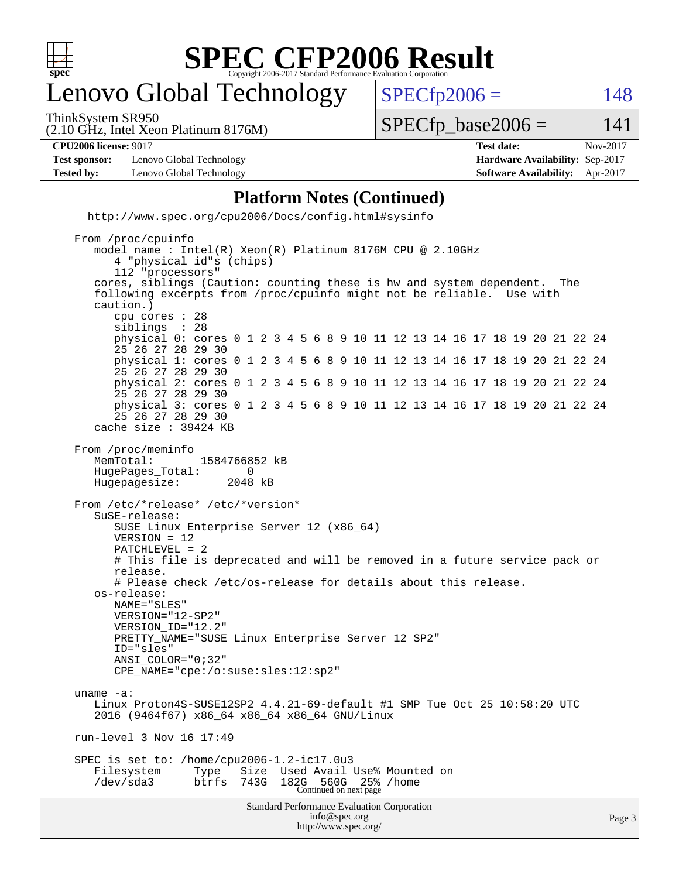# SPEC CFP2006 Result

Copyright 2006-2017 Standard Performance Evaluation Corporation

## Lenovo Global Technology

ThinkSystem SR950
(2.10 GHz, Intel Xeon Platinum 8176M)

SPECfp2006 = 148

SPECfp_base2006 = 141

**CPU2006 license:** 9017
**Test sponsor:** Lenovo Global Technology
**Tested by:** Lenovo Global Technology

**Test date:** Nov-2017
**Hardware Availability:** Sep-2017
**Software Availability:** Apr-2017

### Platform Notes (Continued)

```
   http://www.spec.org/cpu2006/Docs/config.html#sysinfo

 From /proc/cpuinfo
    model name : Intel(R) Xeon(R) Platinum 8176M CPU @ 2.10GHz
       4 "physical id"s (chips)
       112 "processors"
    cores, siblings (Caution: counting these is hw and system dependent.  The
    following excerpts from /proc/cpuinfo might not be reliable.  Use with
    caution.)
       cpu cores : 28
       siblings  : 28
       physical 0: cores 0 1 2 3 4 5 6 8 9 10 11 12 13 14 16 17 18 19 20 21 22 24
       25 26 27 28 29 30
       physical 1: cores 0 1 2 3 4 5 6 8 9 10 11 12 13 14 16 17 18 19 20 21 22 24
       25 26 27 28 29 30
       physical 2: cores 0 1 2 3 4 5 6 8 9 10 11 12 13 14 16 17 18 19 20 21 22 24
       25 26 27 28 29 30
       physical 3: cores 0 1 2 3 4 5 6 8 9 10 11 12 13 14 16 17 18 19 20 21 22 24
       25 26 27 28 29 30
    cache size : 39424 KB

 From /proc/meminfo
    MemTotal:       1584766852 kB
    HugePages_Total:       0
    Hugepagesize:       2048 kB

 From /etc/*release* /etc/*version*
    SuSE-release:
       SUSE Linux Enterprise Server 12 (x86_64)
       VERSION = 12
       PATCHLEVEL = 2
       # This file is deprecated and will be removed in a future service pack or
       release.
       # Please check /etc/os-release for details about this release.
    os-release:
       NAME="SLES"
       VERSION="12-SP2"
       VERSION_ID="12.2"
       PRETTY_NAME="SUSE Linux Enterprise Server 12 SP2"
       ID="sles"
       ANSI_COLOR="0;32"
       CPE_NAME="cpe:/o:suse:sles:12:sp2"

 uname -a:
    Linux Proton4S-SUSE12SP2 4.4.21-69-default #1 SMP Tue Oct 25 10:58:20 UTC
    2016 (9464f67) x86_64 x86_64 x86_64 GNU/Linux

 run-level 3 Nov 16 17:49

 SPEC is set to: /home/cpu2006-1.2-ic17.0u3
    Filesystem     Type   Size  Used Avail Use% Mounted on
    /dev/sda3      btrfs  743G  182G  560G  25% /home
```

Continued on next page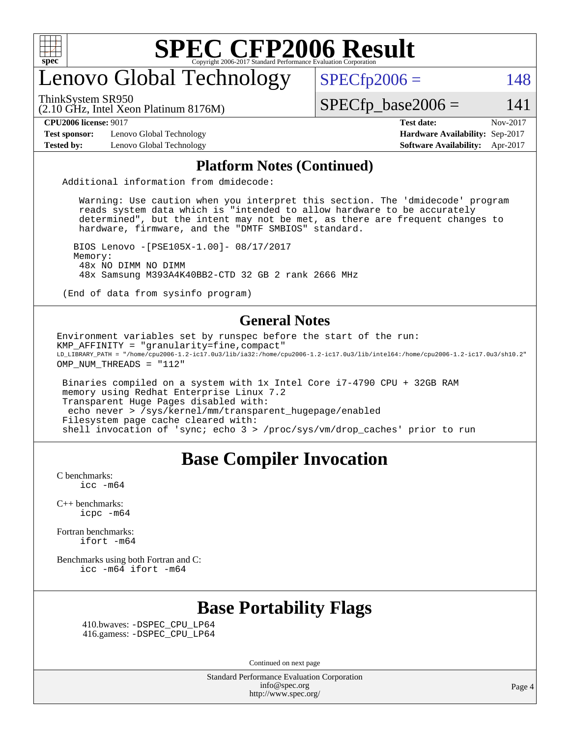## Platform Notes (Continued)

```
Additional information from dmidecode:

   Warning: Use caution when you interpret this section. The 'dmidecode' program
   reads system data which is "intended to allow hardware to be accurately
   determined", but the intent may not be met, as there are frequent changes to
   hardware, firmware, and the "DMTF SMBIOS" standard.

  BIOS Lenovo -[PSE105X-1.00]- 08/17/2017
  Memory:
   48x NO DIMM NO DIMM
   48x Samsung M393A4K40BB2-CTD 32 GB 2 rank 2666 MHz

(End of data from sysinfo program)
```

## General Notes

```
Environment variables set by runspec before the start of the run:
KMP_AFFINITY = "granularity=fine,compact"
LD_LIBRARY_PATH = "/home/cpu2006-1.2-ic17.0u3/lib/ia32:/home/cpu2006-1.2-ic17.0u3/lib/intel64:/home/cpu2006-1.2-ic17.0u3/sh10.2"
OMP_NUM_THREADS = "112"

 Binaries compiled on a system with 1x Intel Core i7-4790 CPU + 32GB RAM
 memory using Redhat Enterprise Linux 7.2
 Transparent Huge Pages disabled with:
  echo never > /sys/kernel/mm/transparent_hugepage/enabled
 Filesystem page cache cleared with:
 shell invocation of 'sync; echo 3 > /proc/sys/vm/drop_caches' prior to run
```

# Base Compiler Invocation

C benchmarks:
 icc -m64

C++ benchmarks:
 icpc -m64

Fortran benchmarks:
 ifort -m64

Benchmarks using both Fortran and C:
 icc -m64 ifort -m64

# Base Portability Flags

410.bwaves: -DSPEC_CPU_LP64
416.gamess: -DSPEC_CPU_LP64

Continued on next page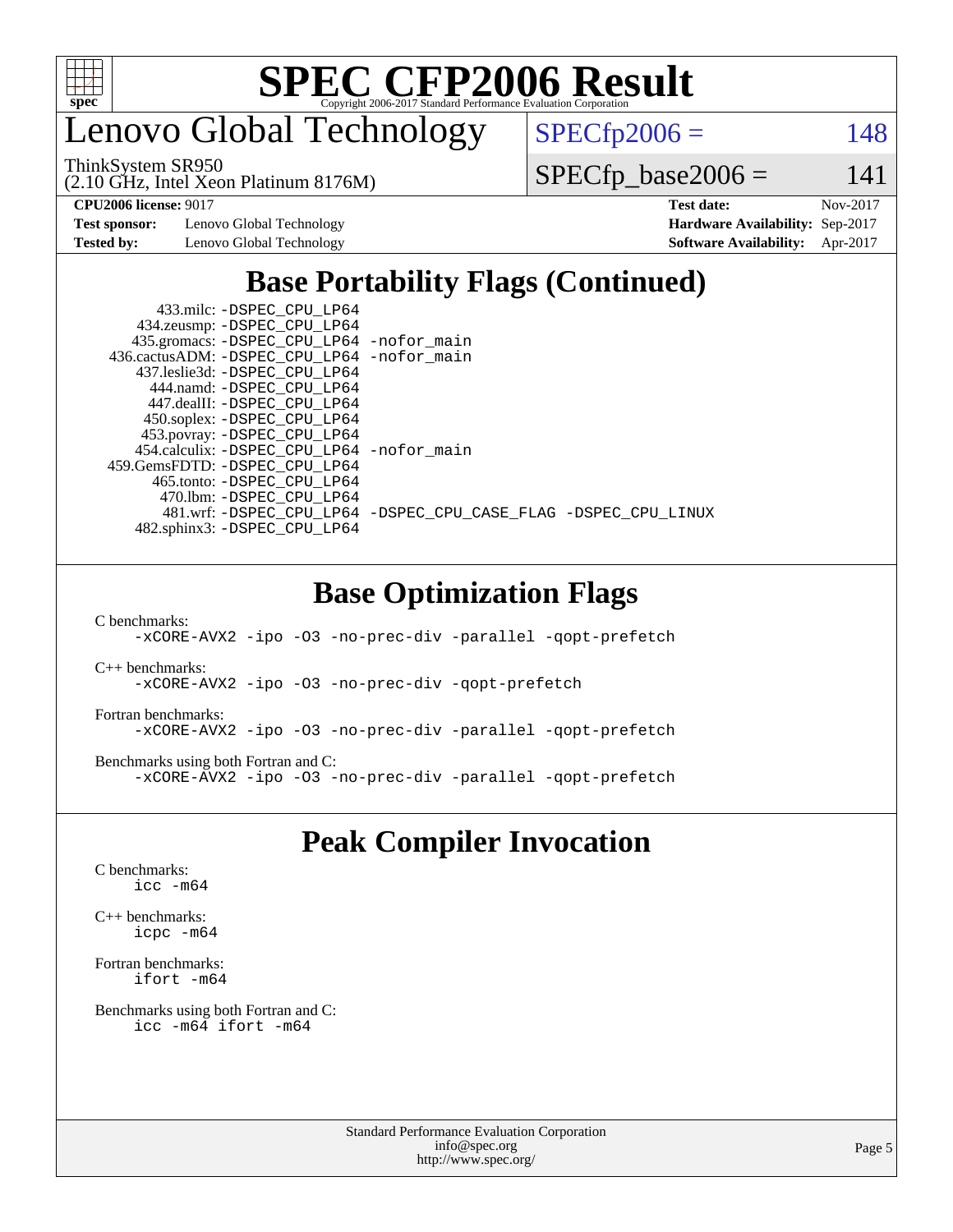# Lenovo Global Technology

ThinkSystem SR950
(2.10 GHz, Intel Xeon Platinum 8176M)

SPECfp2006 = 148

SPECfp_base2006 = 141

**CPU2006 license:** 9017
**Test sponsor:** Lenovo Global Technology
**Tested by:** Lenovo Global Technology

**Test date:** Nov-2017
**Hardware Availability:** Sep-2017
**Software Availability:** Apr-2017

## Base Portability Flags (Continued)

```
      433.milc: -DSPEC_CPU_LP64
    434.zeusmp: -DSPEC_CPU_LP64
   435.gromacs: -DSPEC_CPU_LP64 -nofor_main
 436.cactusADM: -DSPEC_CPU_LP64 -nofor_main
   437.leslie3d: -DSPEC_CPU_LP64
      444.namd: -DSPEC_CPU_LP64
    447.dealII: -DSPEC_CPU_LP64
    450.soplex: -DSPEC_CPU_LP64
    453.povray: -DSPEC_CPU_LP64
  454.calculix: -DSPEC_CPU_LP64 -nofor_main
 459.GemsFDTD: -DSPEC_CPU_LP64
     465.tonto: -DSPEC_CPU_LP64
       470.lbm: -DSPEC_CPU_LP64
       481.wrf: -DSPEC_CPU_LP64 -DSPEC_CPU_CASE_FLAG -DSPEC_CPU_LINUX
   482.sphinx3: -DSPEC_CPU_LP64
```

## Base Optimization Flags

C benchmarks:
```
-xCORE-AVX2 -ipo -O3 -no-prec-div -parallel -qopt-prefetch
```

C++ benchmarks:
```
-xCORE-AVX2 -ipo -O3 -no-prec-div -qopt-prefetch
```

Fortran benchmarks:
```
-xCORE-AVX2 -ipo -O3 -no-prec-div -parallel -qopt-prefetch
```

Benchmarks using both Fortran and C:
```
-xCORE-AVX2 -ipo -O3 -no-prec-div -parallel -qopt-prefetch
```

## Peak Compiler Invocation

C benchmarks:
```
icc -m64
```

C++ benchmarks:
```
icpc -m64
```

Fortran benchmarks:
```
ifort -m64
```

Benchmarks using both Fortran and C:
```
icc -m64 ifort -m64
```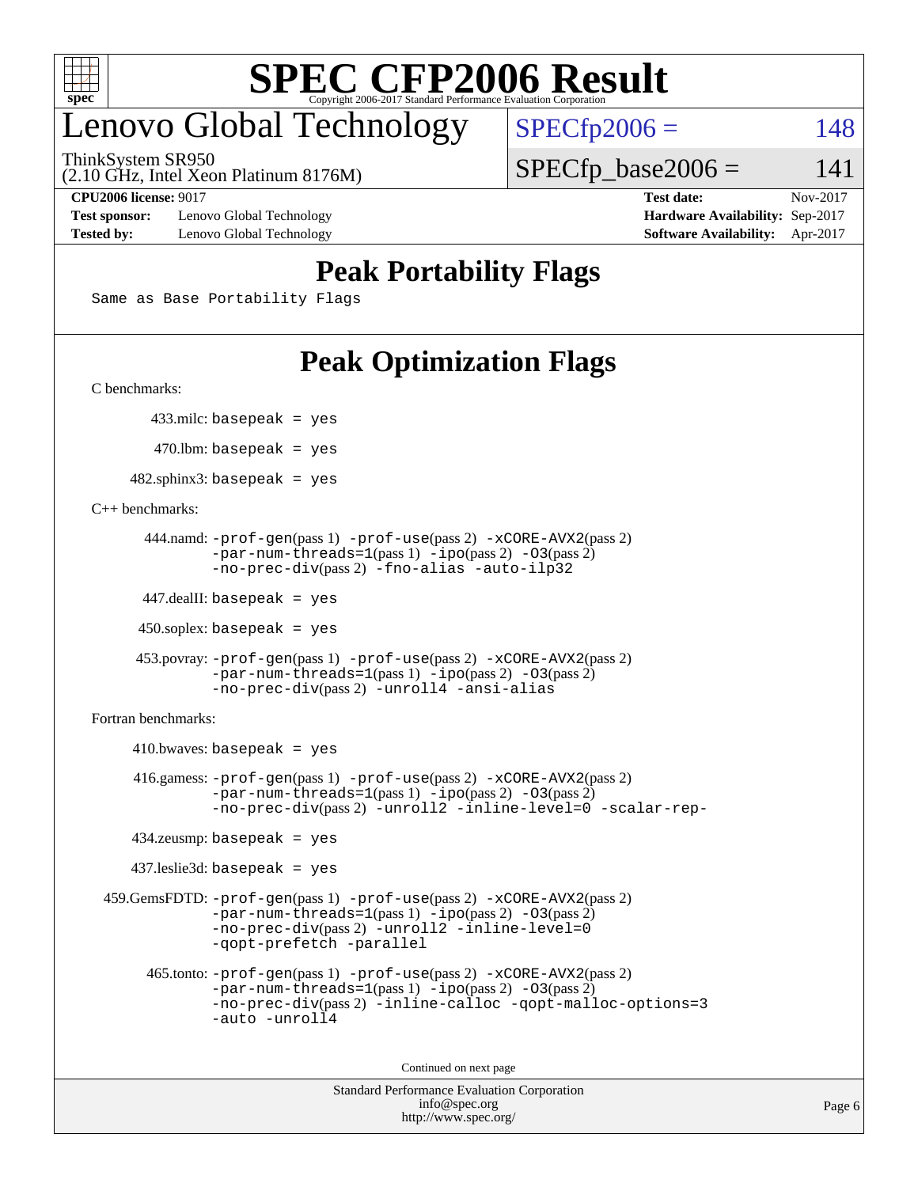# SPEC CFP2006 Result

Copyright 2006-2017 Standard Performance Evaluation Corporation

## Lenovo Global Technology

ThinkSystem SR950
(2.10 GHz, Intel Xeon Platinum 8176M)

SPECfp2006 = 148

SPECfp_base2006 = 141

**CPU2006 license:** 9017
**Test sponsor:** Lenovo Global Technology
**Tested by:** Lenovo Global Technology

**Test date:** Nov-2017
**Hardware Availability:** Sep-2017
**Software Availability:** Apr-2017

## Peak Portability Flags

Same as Base Portability Flags

## Peak Optimization Flags

C benchmarks:

433.milc: basepeak = yes

470.lbm: basepeak = yes

482.sphinx3: basepeak = yes

C++ benchmarks:

444.namd: -prof-gen(pass 1) -prof-use(pass 2) -xCORE-AVX2(pass 2) -par-num-threads=1(pass 1) -ipo(pass 2) -O3(pass 2) -no-prec-div(pass 2) -fno-alias -auto-ilp32

447.dealII: basepeak = yes

450.soplex: basepeak = yes

453.povray: -prof-gen(pass 1) -prof-use(pass 2) -xCORE-AVX2(pass 2) -par-num-threads=1(pass 1) -ipo(pass 2) -O3(pass 2) -no-prec-div(pass 2) -unroll4 -ansi-alias

Fortran benchmarks:

410.bwaves: basepeak = yes

416.gamess: -prof-gen(pass 1) -prof-use(pass 2) -xCORE-AVX2(pass 2) -par-num-threads=1(pass 1) -ipo(pass 2) -O3(pass 2) -no-prec-div(pass 2) -unroll2 -inline-level=0 -scalar-rep-

434.zeusmp: basepeak = yes

437.leslie3d: basepeak = yes

459.GemsFDTD: -prof-gen(pass 1) -prof-use(pass 2) -xCORE-AVX2(pass 2) -par-num-threads=1(pass 1) -ipo(pass 2) -O3(pass 2) -no-prec-div(pass 2) -unroll2 -inline-level=0 -qopt-prefetch -parallel

465.tonto: -prof-gen(pass 1) -prof-use(pass 2) -xCORE-AVX2(pass 2) -par-num-threads=1(pass 1) -ipo(pass 2) -O3(pass 2) -no-prec-div(pass 2) -inline-calloc -qopt-malloc-options=3 -auto -unroll4

Continued on next page

Standard Performance Evaluation Corporation
info@spec.org
http://www.spec.org/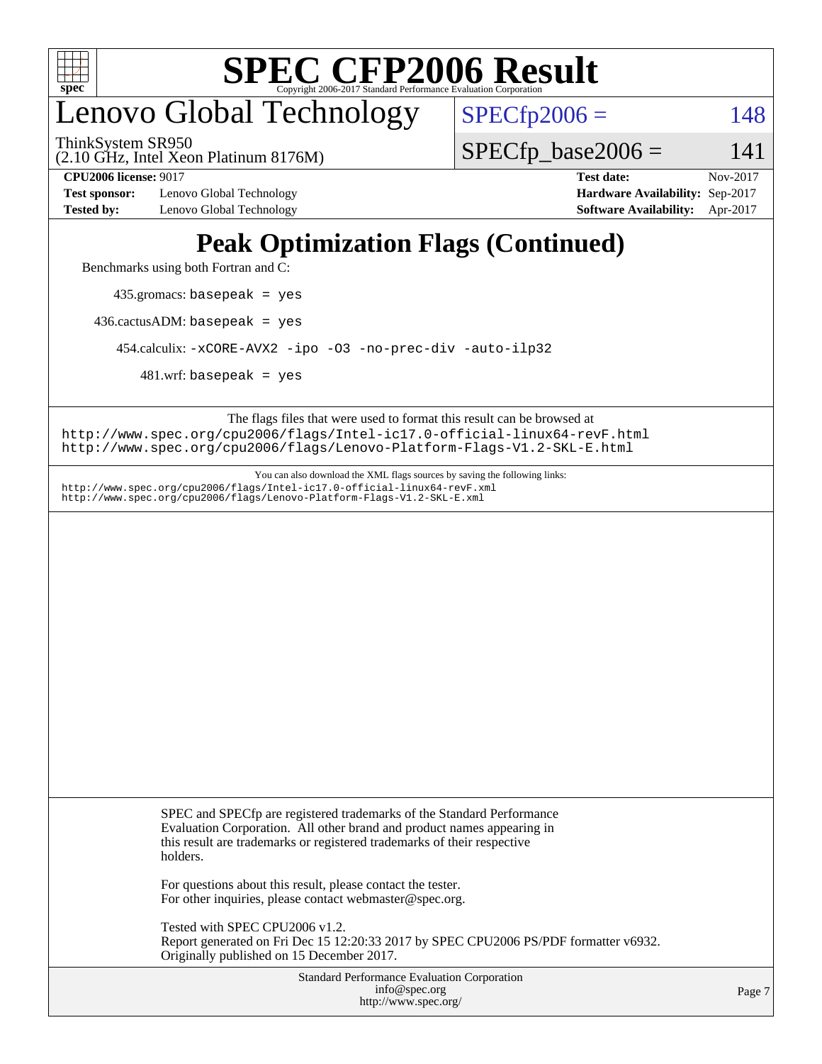# SPEC CFP2006 Result

Copyright 2006-2017 Standard Performance Evaluation Corporation

## Lenovo Global Technology

ThinkSystem SR950
(2.10 GHz, Intel Xeon Platinum 8176M)

SPECfp2006 = 148

SPECfp_base2006 = 141

**CPU2006 license:** 9017
**Test sponsor:** Lenovo Global Technology
**Tested by:** Lenovo Global Technology

**Test date:** Nov-2017
**Hardware Availability:** Sep-2017
**Software Availability:** Apr-2017

## Peak Optimization Flags (Continued)

Benchmarks using both Fortran and C:

435.gromacs: `basepeak = yes`

436.cactusADM: `basepeak = yes`

454.calculix: `-xCORE-AVX2 -ipo -O3 -no-prec-div -auto-ilp32`

481.wrf: `basepeak = yes`

The flags files that were used to format this result can be browsed at
http://www.spec.org/cpu2006/flags/Intel-ic17.0-official-linux64-revF.html
http://www.spec.org/cpu2006/flags/Lenovo-Platform-Flags-V1.2-SKL-E.html

You can also download the XML flags sources by saving the following links:
http://www.spec.org/cpu2006/flags/Intel-ic17.0-official-linux64-revF.xml
http://www.spec.org/cpu2006/flags/Lenovo-Platform-Flags-V1.2-SKL-E.xml

SPEC and SPECfp are registered trademarks of the Standard Performance Evaluation Corporation. All other brand and product names appearing in this result are trademarks or registered trademarks of their respective holders.

For questions about this result, please contact the tester.
For other inquiries, please contact webmaster@spec.org.

Tested with SPEC CPU2006 v1.2.
Report generated on Fri Dec 15 12:20:33 2017 by SPEC CPU2006 PS/PDF formatter v6932.
Originally published on 15 December 2017.

Standard Performance Evaluation Corporation
info@spec.org
http://www.spec.org/